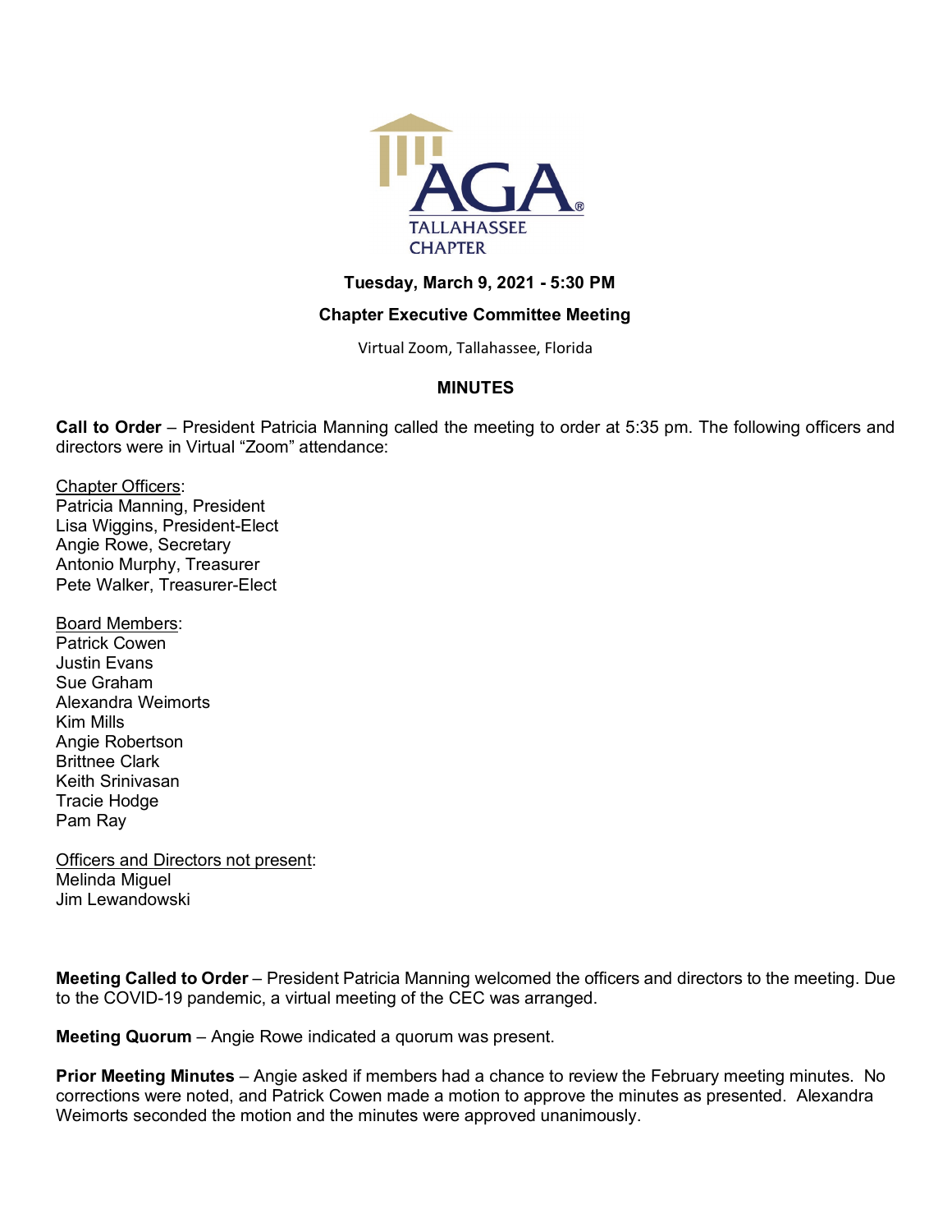AGA® TALLAHASSEE CHAPTER

**Tuesday, March 9, 2021 - 5:30 PM**

**Chapter Executive Committee Meeting**

Virtual Zoom, Tallahassee, Florida

**MINUTES**

**Call to Order** – President Patricia Manning called the meeting to order at 5:35 pm. The following officers and directors were in Virtual "Zoom" attendance:

Chapter Officers:
Patricia Manning, President
Lisa Wiggins, President-Elect
Angie Rowe, Secretary
Antonio Murphy, Treasurer
Pete Walker, Treasurer-Elect

Board Members:
Patrick Cowen
Justin Evans
Sue Graham
Alexandra Weimorts
Kim Mills
Angie Robertson
Brittnee Clark
Keith Srinivasan
Tracie Hodge
Pam Ray

Officers and Directors not present:
Melinda Miguel
Jim Lewandowski

**Meeting Called to Order** – President Patricia Manning welcomed the officers and directors to the meeting. Due to the COVID-19 pandemic, a virtual meeting of the CEC was arranged.

**Meeting Quorum** – Angie Rowe indicated a quorum was present.

**Prior Meeting Minutes** – Angie asked if members had a chance to review the February meeting minutes. No corrections were noted, and Patrick Cowen made a motion to approve the minutes as presented. Alexandra Weimorts seconded the motion and the minutes were approved unanimously.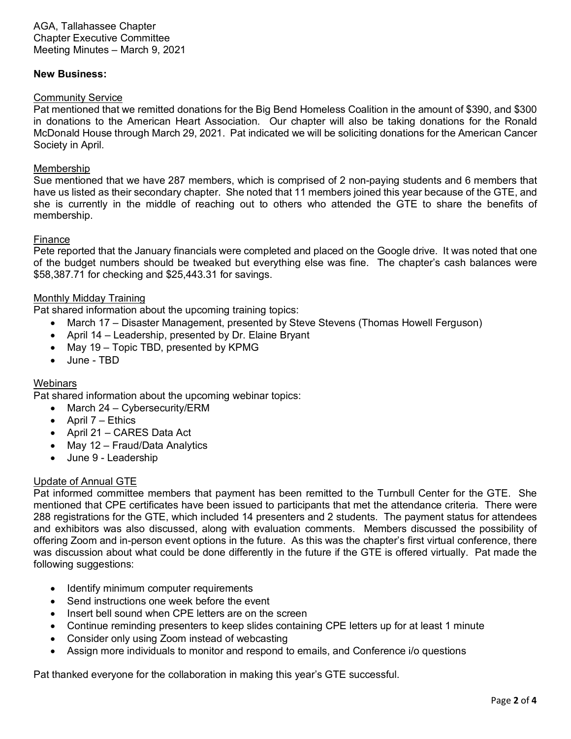AGA, Tallahassee Chapter
Chapter Executive Committee
Meeting Minutes – March 9, 2021

**New Business:**

Community Service
Pat mentioned that we remitted donations for the Big Bend Homeless Coalition in the amount of $390, and $300 in donations to the American Heart Association. Our chapter will also be taking donations for the Ronald McDonald House through March 29, 2021. Pat indicated we will be soliciting donations for the American Cancer Society in April.

Membership
Sue mentioned that we have 287 members, which is comprised of 2 non-paying students and 6 members that have us listed as their secondary chapter. She noted that 11 members joined this year because of the GTE, and she is currently in the middle of reaching out to others who attended the GTE to share the benefits of membership.

Finance
Pete reported that the January financials were completed and placed on the Google drive. It was noted that one of the budget numbers should be tweaked but everything else was fine. The chapter's cash balances were $58,387.71 for checking and $25,443.31 for savings.

Monthly Midday Training
Pat shared information about the upcoming training topics:

- March 17 – Disaster Management, presented by Steve Stevens (Thomas Howell Ferguson)
- April 14 – Leadership, presented by Dr. Elaine Bryant
- May 19 – Topic TBD, presented by KPMG
- June - TBD

Webinars
Pat shared information about the upcoming webinar topics:

- March 24 – Cybersecurity/ERM
- April 7 – Ethics
- April 21 – CARES Data Act
- May 12 – Fraud/Data Analytics
- June 9 - Leadership

Update of Annual GTE
Pat informed committee members that payment has been remitted to the Turnbull Center for the GTE. She mentioned that CPE certificates have been issued to participants that met the attendance criteria. There were 288 registrations for the GTE, which included 14 presenters and 2 students. The payment status for attendees and exhibitors was also discussed, along with evaluation comments. Members discussed the possibility of offering Zoom and in-person event options in the future. As this was the chapter's first virtual conference, there was discussion about what could be done differently in the future if the GTE is offered virtually. Pat made the following suggestions:

- Identify minimum computer requirements
- Send instructions one week before the event
- Insert bell sound when CPE letters are on the screen
- Continue reminding presenters to keep slides containing CPE letters up for at least 1 minute
- Consider only using Zoom instead of webcasting
- Assign more individuals to monitor and respond to emails, and Conference i/o questions

Pat thanked everyone for the collaboration in making this year's GTE successful.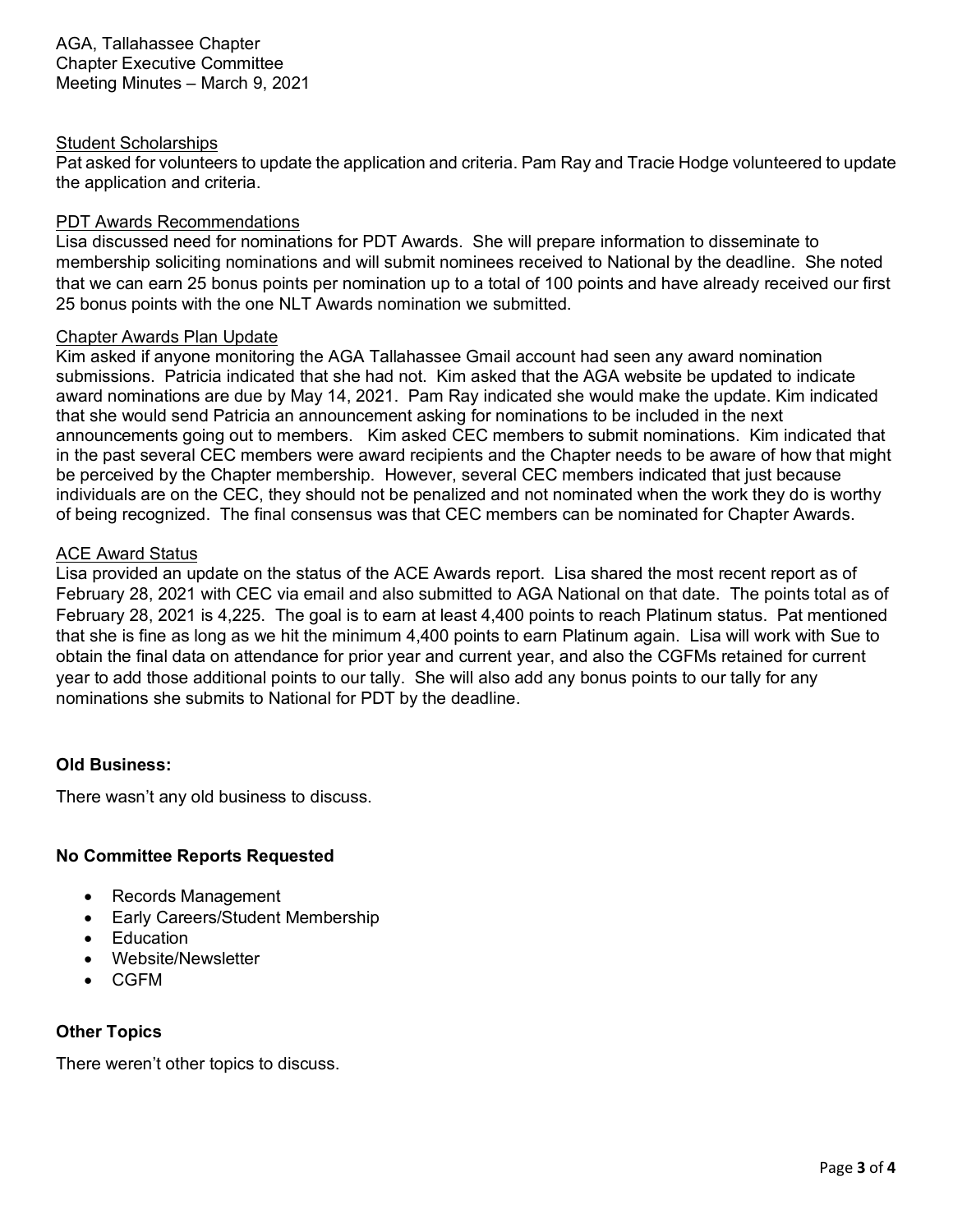Student Scholarships

Pat asked for volunteers to update the application and criteria. Pam Ray and Tracie Hodge volunteered to update the application and criteria.

PDT Awards Recommendations

Lisa discussed need for nominations for PDT Awards. She will prepare information to disseminate to membership soliciting nominations and will submit nominees received to National by the deadline. She noted that we can earn 25 bonus points per nomination up to a total of 100 points and have already received our first 25 bonus points with the one NLT Awards nomination we submitted.

Chapter Awards Plan Update

Kim asked if anyone monitoring the AGA Tallahassee Gmail account had seen any award nomination submissions. Patricia indicated that she had not. Kim asked that the AGA website be updated to indicate award nominations are due by May 14, 2021. Pam Ray indicated she would make the update. Kim indicated that she would send Patricia an announcement asking for nominations to be included in the next announcements going out to members. Kim asked CEC members to submit nominations. Kim indicated that in the past several CEC members were award recipients and the Chapter needs to be aware of how that might be perceived by the Chapter membership. However, several CEC members indicated that just because individuals are on the CEC, they should not be penalized and not nominated when the work they do is worthy of being recognized. The final consensus was that CEC members can be nominated for Chapter Awards.

ACE Award Status

Lisa provided an update on the status of the ACE Awards report. Lisa shared the most recent report as of February 28, 2021 with CEC via email and also submitted to AGA National on that date. The points total as of February 28, 2021 is 4,225. The goal is to earn at least 4,400 points to reach Platinum status. Pat mentioned that she is fine as long as we hit the minimum 4,400 points to earn Platinum again. Lisa will work with Sue to obtain the final data on attendance for prior year and current year, and also the CGFMs retained for current year to add those additional points to our tally. She will also add any bonus points to our tally for any nominations she submits to National for PDT by the deadline.

**Old Business:**

There wasn't any old business to discuss.

**No Committee Reports Requested**

- Records Management
- Early Careers/Student Membership
- Education
- Website/Newsletter
- CGFM

**Other Topics**

There weren't other topics to discuss.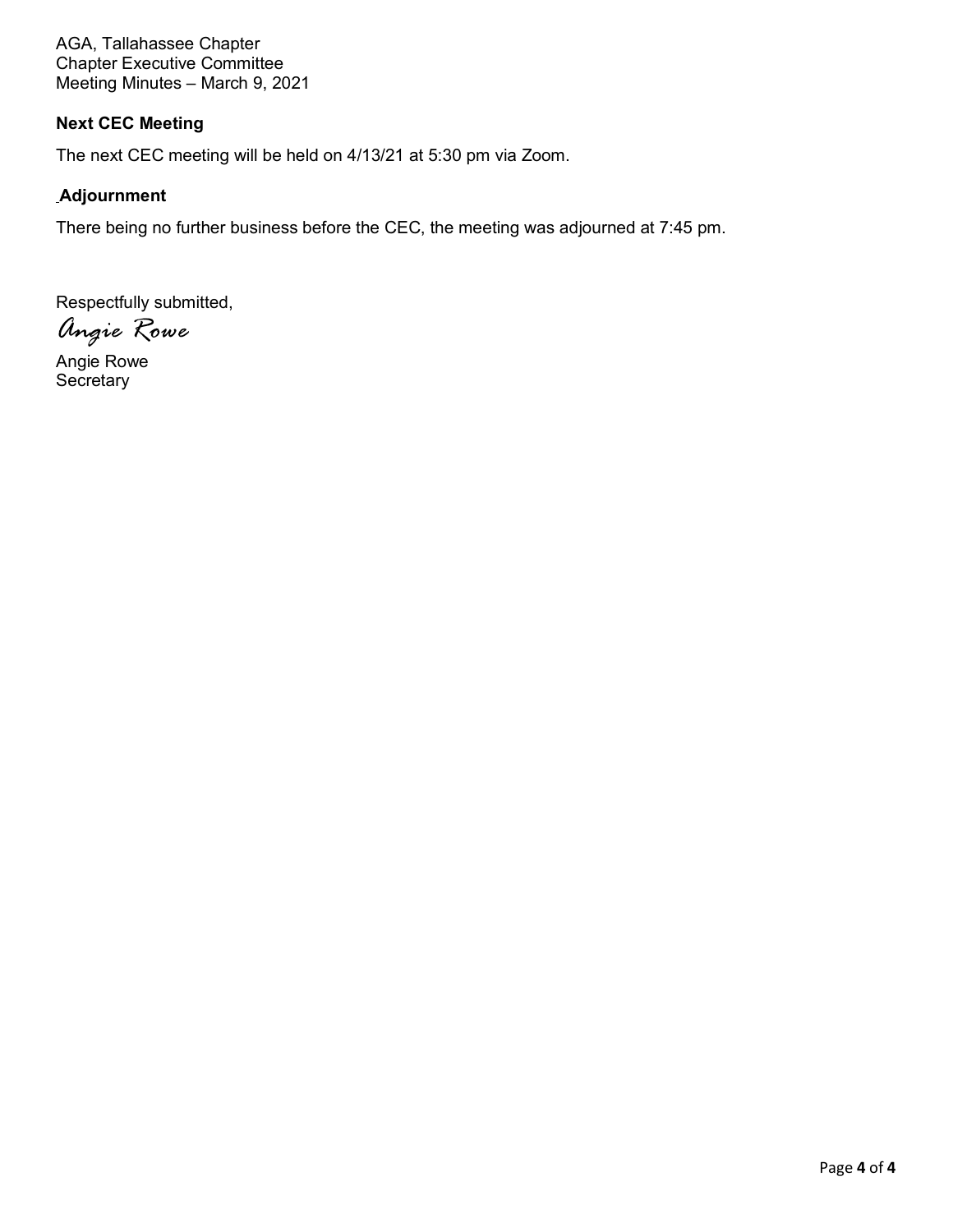### Next CEC Meeting

The next CEC meeting will be held on 4/13/21 at 5:30 pm via Zoom.

### Adjournment

There being no further business before the CEC, the meeting was adjourned at 7:45 pm.

Respectfully submitted,

*Angie Rowe*

Angie Rowe
Secretary